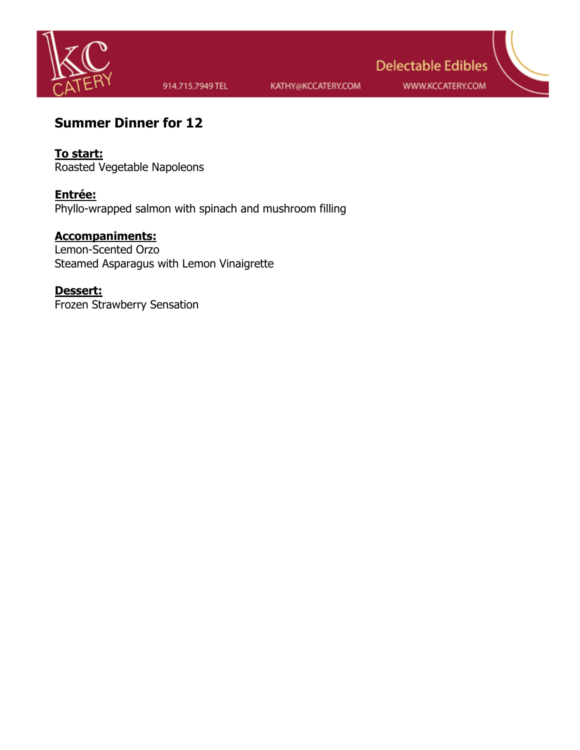KC CATERY

914.715.7949 TEL KATHY@KCCATERY.COM WWW.KCCATERY.COM

Delectable Edibles

## Summer Dinner for 12

**To start:**
Roasted Vegetable Napoleons

**Entrée:**
Phyllo-wrapped salmon with spinach and mushroom filling

**Accompaniments:**
Lemon-Scented Orzo
Steamed Asparagus with Lemon Vinaigrette

**Dessert:**
Frozen Strawberry Sensation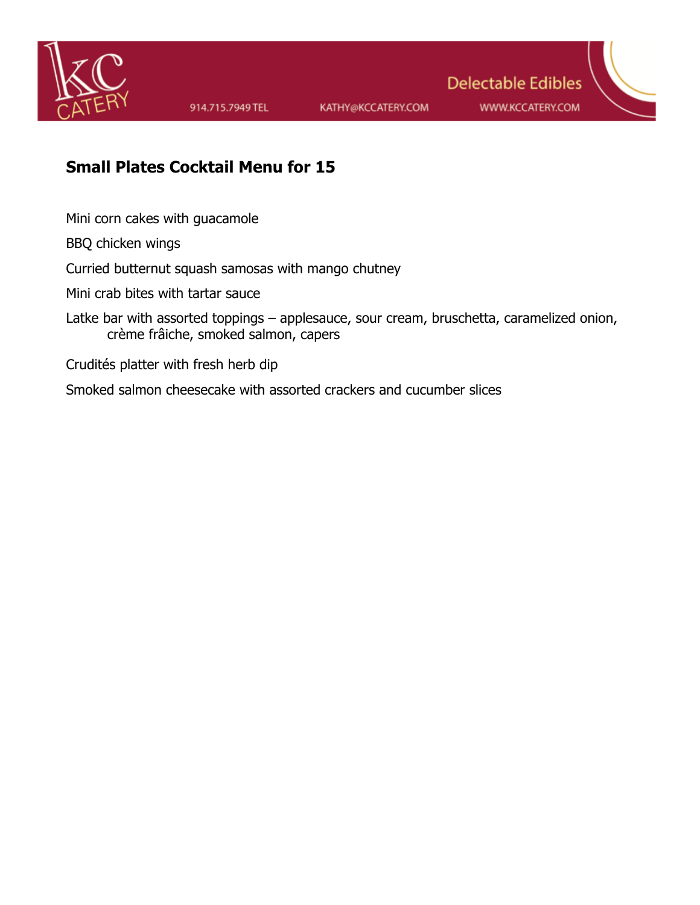## Small Plates Cocktail Menu for 15

Mini corn cakes with guacamole

BBQ chicken wings

Curried butternut squash samosas with mango chutney

Mini crab bites with tartar sauce

Latke bar with assorted toppings – applesauce, sour cream, bruschetta, caramelized onion, crème frâiche, smoked salmon, capers

Crudités platter with fresh herb dip

Smoked salmon cheesecake with assorted crackers and cucumber slices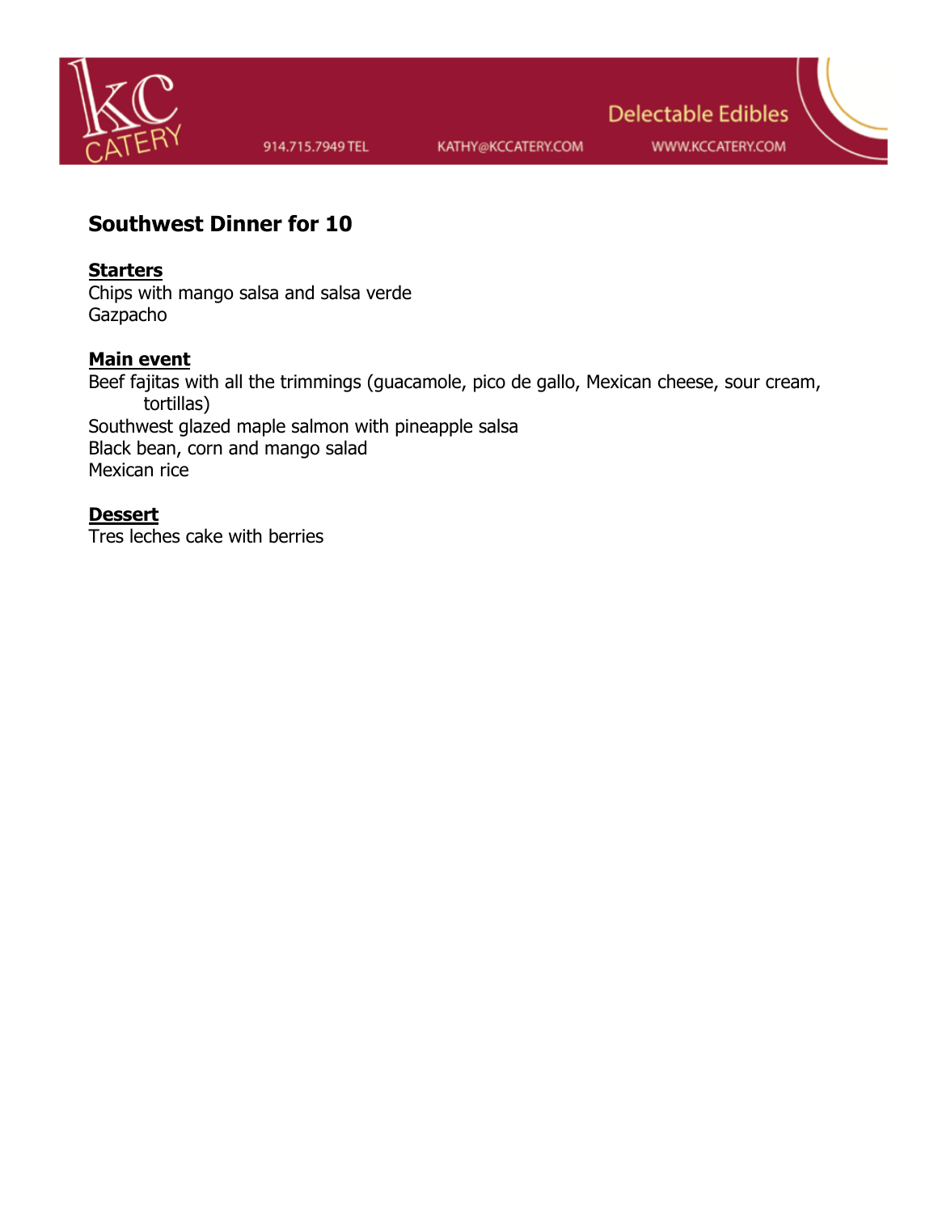KC CATERY | 914.715.7949 TEL | KATHY@KCCATERY.COM | Delectable Edibles | WWW.KCCATERY.COM

## Southwest Dinner for 10

**Starters**

Chips with mango salsa and salsa verde
Gazpacho

**Main event**

Beef fajitas with all the trimmings (guacamole, pico de gallo, Mexican cheese, sour cream, tortillas)
Southwest glazed maple salmon with pineapple salsa
Black bean, corn and mango salad
Mexican rice

**Dessert**

Tres leches cake with berries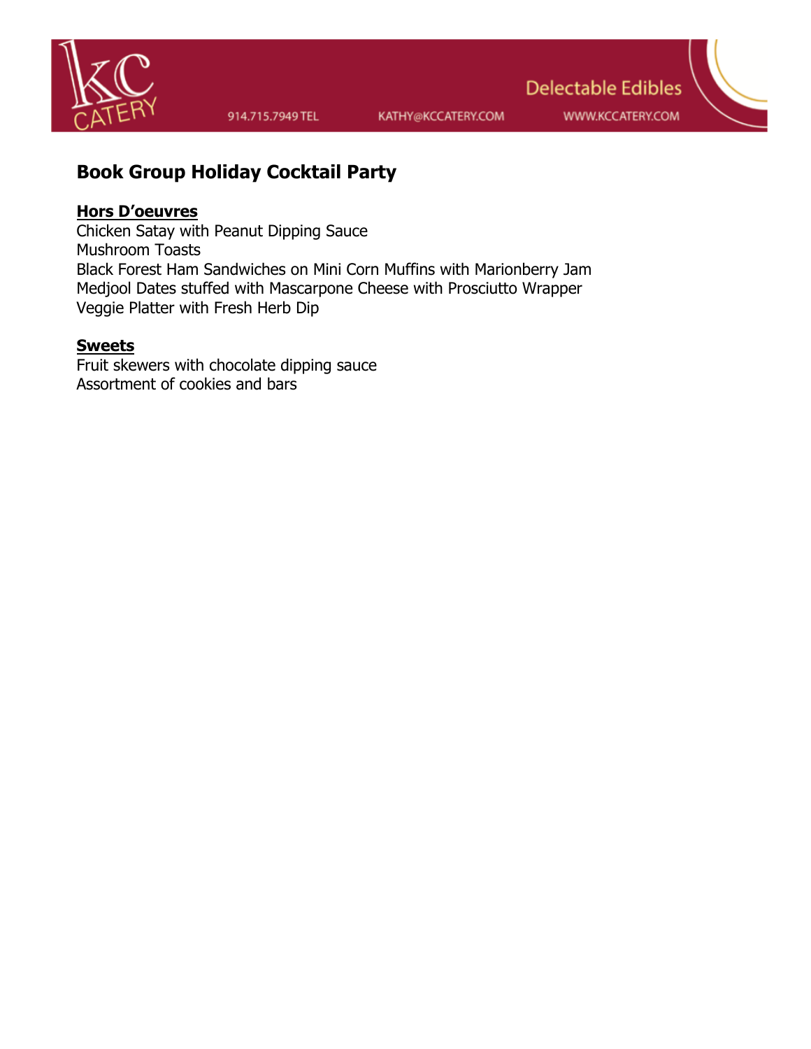## Book Group Holiday Cocktail Party

**Hors D'oeuvres**

Chicken Satay with Peanut Dipping Sauce
Mushroom Toasts
Black Forest Ham Sandwiches on Mini Corn Muffins with Marionberry Jam
Medjool Dates stuffed with Mascarpone Cheese with Prosciutto Wrapper
Veggie Platter with Fresh Herb Dip

**Sweets**

Fruit skewers with chocolate dipping sauce
Assortment of cookies and bars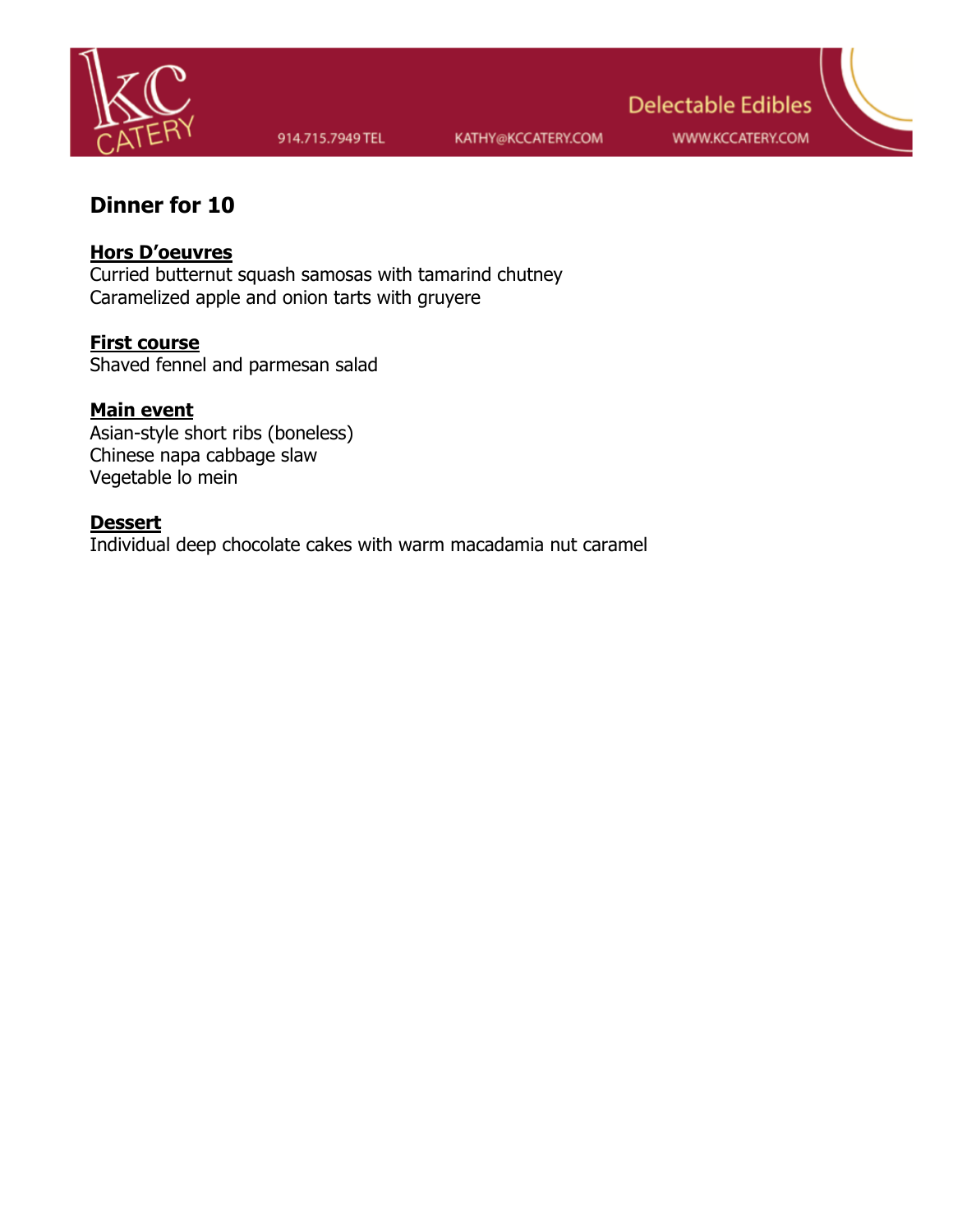KC CATERY

914.715.7949 TEL | KATHY@KCCATERY.COM | Delectable Edibles | WWW.KCCATERY.COM

## Dinner for 10

**Hors D'oeuvres**
Curried butternut squash samosas with tamarind chutney
Caramelized apple and onion tarts with gruyere

**First course**
Shaved fennel and parmesan salad

**Main event**
Asian-style short ribs (boneless)
Chinese napa cabbage slaw
Vegetable lo mein

**Dessert**
Individual deep chocolate cakes with warm macadamia nut caramel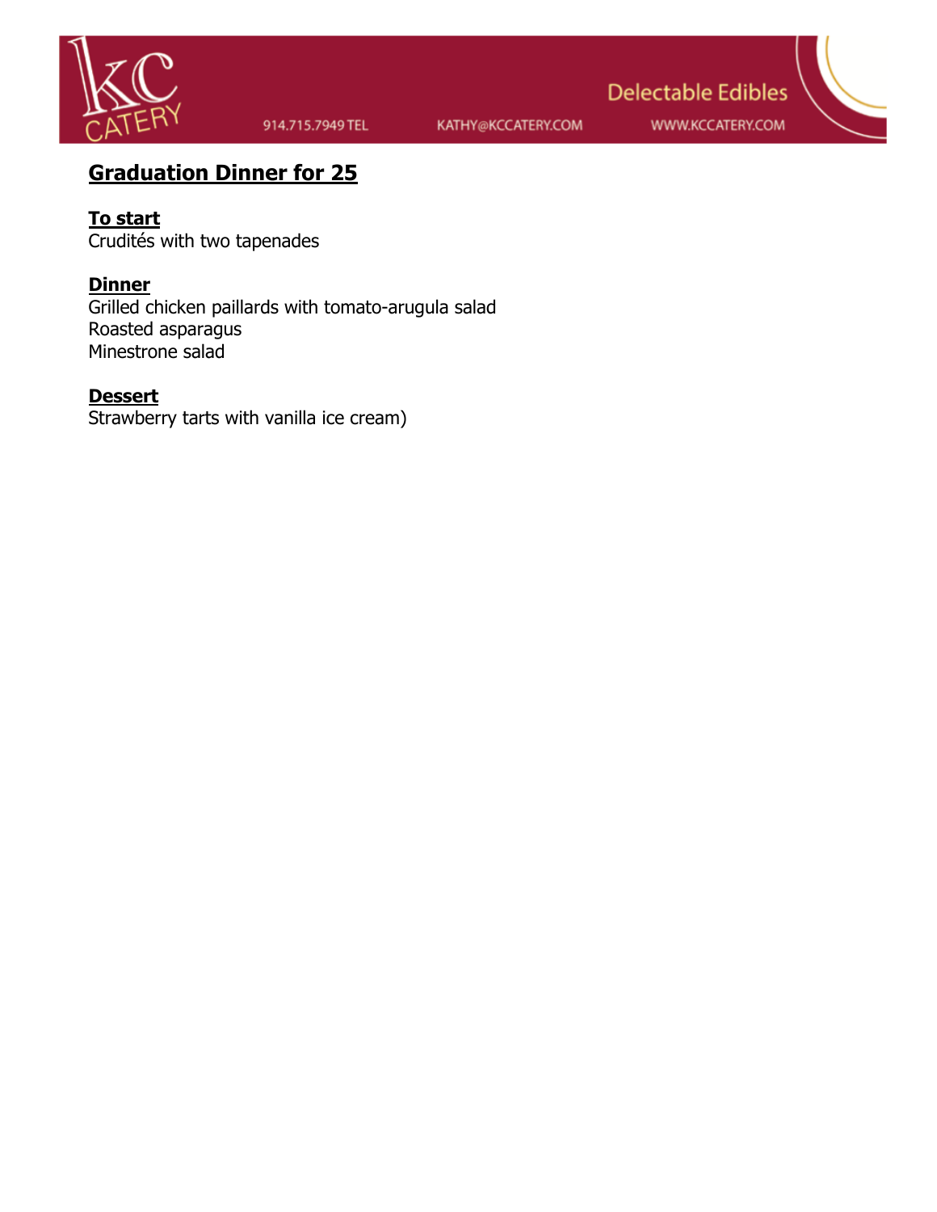## Graduation Dinner for 25

**To start**
Crudités with two tapenades

**Dinner**
Grilled chicken paillards with tomato-arugula salad
Roasted asparagus
Minestrone salad

**Dessert**
Strawberry tarts with vanilla ice cream)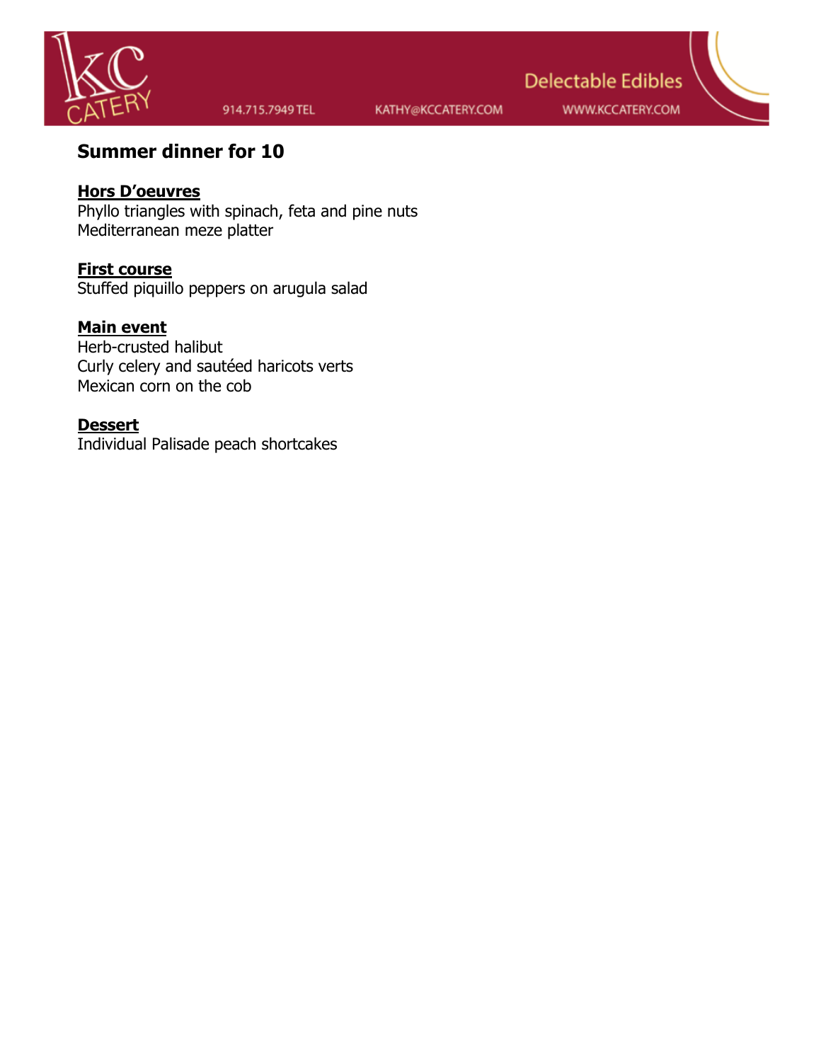# Summer dinner for 10

**Hors D'oeuvres**

Phyllo triangles with spinach, feta and pine nuts
Mediterranean meze platter

**First course**

Stuffed piquillo peppers on arugula salad

**Main event**

Herb-crusted halibut
Curly celery and sautéed haricots verts
Mexican corn on the cob

**Dessert**

Individual Palisade peach shortcakes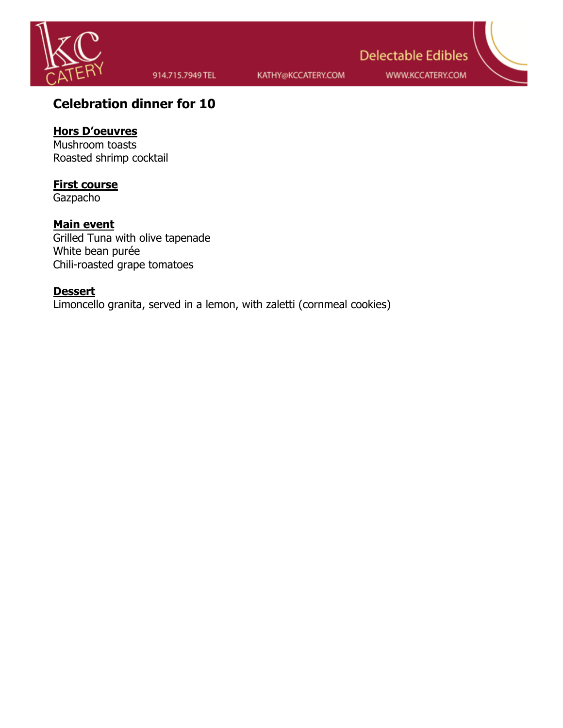KC CATERY

914.715.7949 TEL KATHY@KCCATERY.COM WWW.KCCATERY.COM

Delectable Edibles

## Celebration dinner for 10

**Hors D'oeuvres**
Mushroom toasts
Roasted shrimp cocktail

**First course**
Gazpacho

**Main event**
Grilled Tuna with olive tapenade
White bean purée
Chili-roasted grape tomatoes

**Dessert**
Limoncello granita, served in a lemon, with zaletti (cornmeal cookies)